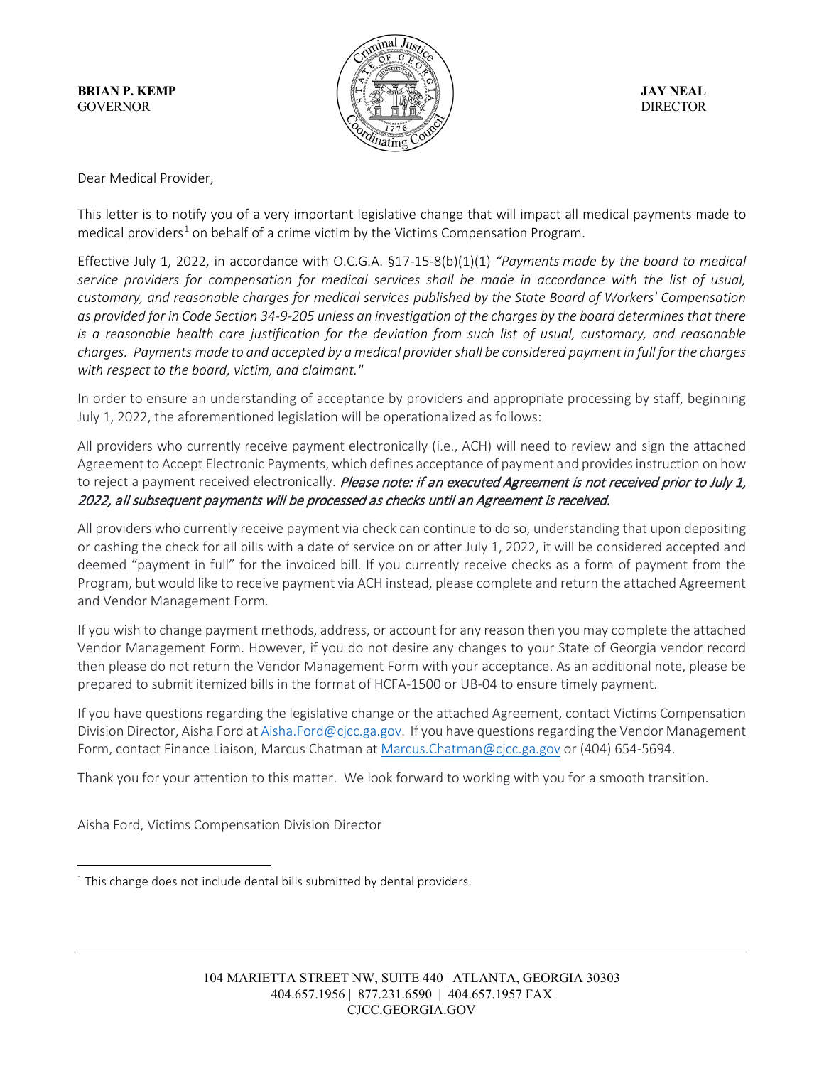**BRIAN P. KEMP**
GOVERNOR

**JAY NEAL**
DIRECTOR

Dear Medical Provider,

This letter is to notify you of a very important legislative change that will impact all medical payments made to medical providers[1] on behalf of a crime victim by the Victims Compensation Program.

Effective July 1, 2022, in accordance with O.C.G.A. §17-15-8(b)(1)(1) *"Payments made by the board to medical service providers for compensation for medical services shall be made in accordance with the list of usual, customary, and reasonable charges for medical services published by the State Board of Workers' Compensation as provided for in Code Section 34-9-205 unless an investigation of the charges by the board determines that there is a reasonable health care justification for the deviation from such list of usual, customary, and reasonable charges. Payments made to and accepted by a medical provider shall be considered payment in full for the charges with respect to the board, victim, and claimant."*

In order to ensure an understanding of acceptance by providers and appropriate processing by staff, beginning July 1, 2022, the aforementioned legislation will be operationalized as follows:

All providers who currently receive payment electronically (i.e., ACH) will need to review and sign the attached Agreement to Accept Electronic Payments, which defines acceptance of payment and provides instruction on how to reject a payment received electronically. *Please note: if an executed Agreement is not received prior to July 1, 2022, all subsequent payments will be processed as checks until an Agreement is received.*

All providers who currently receive payment via check can continue to do so, understanding that upon depositing or cashing the check for all bills with a date of service on or after July 1, 2022, it will be considered accepted and deemed "payment in full" for the invoiced bill. If you currently receive checks as a form of payment from the Program, but would like to receive payment via ACH instead, please complete and return the attached Agreement and Vendor Management Form.

If you wish to change payment methods, address, or account for any reason then you may complete the attached Vendor Management Form. However, if you do not desire any changes to your State of Georgia vendor record then please do not return the Vendor Management Form with your acceptance. As an additional note, please be prepared to submit itemized bills in the format of HCFA-1500 or UB-04 to ensure timely payment.

If you have questions regarding the legislative change or the attached Agreement, contact Victims Compensation Division Director, Aisha Ford at Aisha.Ford@cjcc.ga.gov. If you have questions regarding the Vendor Management Form, contact Finance Liaison, Marcus Chatman at Marcus.Chatman@cjcc.ga.gov or (404) 654-5694.

Thank you for your attention to this matter. We look forward to working with you for a smooth transition.

Aisha Ford, Victims Compensation Division Director

[1] This change does not include dental bills submitted by dental providers.

104 MARIETTA STREET NW, SUITE 440 | ATLANTA, GEORGIA 30303
404.657.1956 | 877.231.6590 | 404.657.1957 FAX
CJCC.GEORGIA.GOV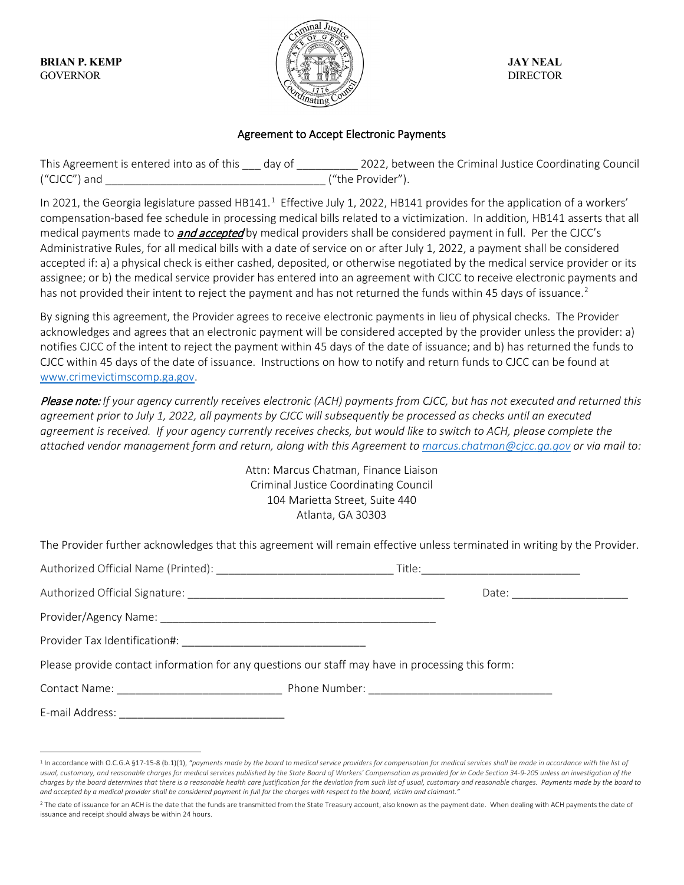**BRIAN P. KEMP**
GOVERNOR

**JAY NEAL**
DIRECTOR

## Agreement to Accept Electronic Payments

This Agreement is entered into as of this ___ day of __________ 2022, between the Criminal Justice Coordinating Council ("CJCC") and ___________________________________ ("the Provider").

In 2021, the Georgia legislature passed HB141.[1] Effective July 1, 2022, HB141 provides for the application of a workers' compensation-based fee schedule in processing medical bills related to a victimization. In addition, HB141 asserts that all medical payments made to ***and accepted*** by medical providers shall be considered payment in full. Per the CJCC's Administrative Rules, for all medical bills with a date of service on or after July 1, 2022, a payment shall be considered accepted if: a) a physical check is either cashed, deposited, or otherwise negotiated by the medical service provider or its assignee; or b) the medical service provider has entered into an agreement with CJCC to receive electronic payments and has not provided their intent to reject the payment and has not returned the funds within 45 days of issuance.[2]

By signing this agreement, the Provider agrees to receive electronic payments in lieu of physical checks. The Provider acknowledges and agrees that an electronic payment will be considered accepted by the provider unless the provider: a) notifies CJCC of the intent to reject the payment within 45 days of the date of issuance; and b) has returned the funds to CJCC within 45 days of the date of issuance. Instructions on how to notify and return funds to CJCC can be found at www.crimevictimscomp.ga.gov.

*Please note: If your agency currently receives electronic (ACH) payments from CJCC, but has not executed and returned this agreement prior to July 1, 2022, all payments by CJCC will subsequently be processed as checks until an executed agreement is received. If your agency currently receives checks, but would like to switch to ACH, please complete the attached vendor management form and return, along with this Agreement to marcus.chatman@cjcc.ga.gov or via mail to:*

Attn: Marcus Chatman, Finance Liaison
Criminal Justice Coordinating Council
104 Marietta Street, Suite 440
Atlanta, GA 30303

The Provider further acknowledges that this agreement will remain effective unless terminated in writing by the Provider.

Authorized Official Name (Printed): ____________________________ Title:_________________________

Authorized Official Signature: ________________________________________ Date: __________________

Provider/Agency Name: ____________________________________________

Provider Tax Identification#: ____________________________

Please provide contact information for any questions our staff may have in processing this form:

Contact Name: _________________________ Phone Number: ____________________________

E-mail Address: _________________________

---

[1] In accordance with O.C.G.A §17-15-8 (b.1)(1), *"payments made by the board to medical service providers for compensation for medical services shall be made in accordance with the list of usual, customary, and reasonable charges for medical services published by the State Board of Workers' Compensation as provided for in Code Section 34-9-205 unless an investigation of the charges by the board determines that there is a reasonable health care justification for the deviation from such list of usual, customary and reasonable charges. **Payments made by the board to and accepted by a medical provider shall be considered payment in full for the charges with respect to the board, victim and claimant."***

[2] The date of issuance for an ACH is the date that the funds are transmitted from the State Treasury account, also known as the payment date. When dealing with ACH payments the date of issuance and receipt should always be within 24 hours.